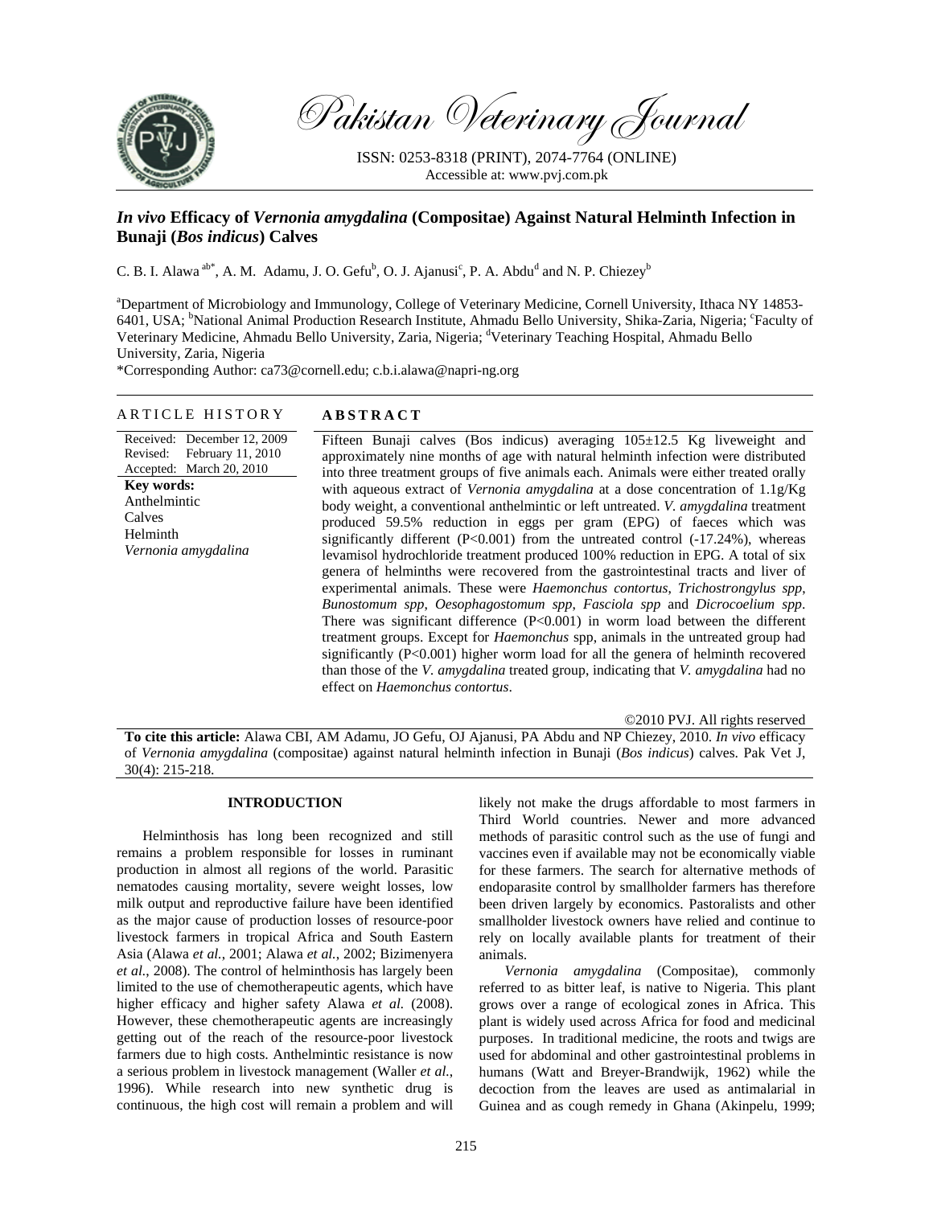# *In vivo* Efficacy of *Vernonia amygdalina* (Compositae) Against Natural Helminth Infection in Bunaji (*Bos indicus*) Calves

C. B. I. Alawa [ab*], A. M. Adamu, J. O. Gefu[b], O. J. Ajanusi[c], P. A. Abdu[d] and N. P. Chiezey[b]

[a]Department of Microbiology and Immunology, College of Veterinary Medicine, Cornell University, Ithaca NY 14853-6401, USA; [b]National Animal Production Research Institute, Ahmadu Bello University, Shika-Zaria, Nigeria; [c]Faculty of Veterinary Medicine, Ahmadu Bello University, Zaria, Nigeria; [d]Veterinary Teaching Hospital, Ahmadu Bello University, Zaria, Nigeria

*Corresponding Author: ca73@cornell.edu; c.b.i.alawa@napri-ng.org

**ARTICLE HISTORY**

Received: December 12, 2009
Revised: February 11, 2010
Accepted: March 20, 2010

**Key words:**
Anthelmintic
Calves
Helminth
*Vernonia amygdalina*

**ABSTRACT**

Fifteen Bunaji calves (Bos indicus) averaging 105±12.5 Kg liveweight and approximately nine months of age with natural helminth infection were distributed into three treatment groups of five animals each. Animals were either treated orally with aqueous extract of *Vernonia amygdalina* at a dose concentration of 1.1g/Kg body weight, a conventional anthelmintic or left untreated. *V. amygdalina* treatment produced 59.5% reduction in eggs per gram (EPG) of faeces which was significantly different (P<0.001) from the untreated control (-17.24%), whereas levamisol hydrochloride treatment produced 100% reduction in EPG. A total of six genera of helminths were recovered from the gastrointestinal tracts and liver of experimental animals. These were *Haemonchus contortus*, *Trichostrongylus spp*, *Bunostomum spp*, *Oesophagostomum spp*, *Fasciola spp* and *Dicrocoelium spp*. There was significant difference (P<0.001) in worm load between the different treatment groups. Except for *Haemonchus* spp, animals in the untreated group had significantly (P<0.001) higher worm load for all the genera of helminth recovered than those of the *V. amygdalina* treated group, indicating that *V. amygdalina* had no effect on *Haemonchus contortus*.

©2010 PVJ. All rights reserved

**To cite this article:** Alawa CBI, AM Adamu, JO Gefu, OJ Ajanusi, PA Abdu and NP Chiezey, 2010. *In vivo* efficacy of *Vernonia amygdalina* (compositae) against natural helminth infection in Bunaji (*Bos indicus*) calves. Pak Vet J, 30(4): 215-218.

## INTRODUCTION

Helminthosis has long been recognized and still remains a problem responsible for losses in ruminant production in almost all regions of the world. Parasitic nematodes causing mortality, severe weight losses, low milk output and reproductive failure have been identified as the major cause of production losses of resource-poor livestock farmers in tropical Africa and South Eastern Asia (Alawa *et al.*, 2001; Alawa *et al.*, 2002; Bizimenyera *et al.*, 2008). The control of helminthosis has largely been limited to the use of chemotherapeutic agents, which have higher efficacy and higher safety Alawa *et al.* (2008). However, these chemotherapeutic agents are increasingly getting out of the reach of the resource-poor livestock farmers due to high costs. Anthelmintic resistance is now a serious problem in livestock management (Waller *et al.*, 1996). While research into new synthetic drug is continuous, the high cost will remain a problem and will likely not make the drugs affordable to most farmers in Third World countries. Newer and more advanced methods of parasitic control such as the use of fungi and vaccines even if available may not be economically viable for these farmers. The search for alternative methods of endoparasite control by smallholder farmers has therefore been driven largely by economics. Pastoralists and other smallholder livestock owners have relied and continue to rely on locally available plants for treatment of their animals.

*Vernonia amygdalina* (Compositae), commonly referred to as bitter leaf, is native to Nigeria. This plant grows over a range of ecological zones in Africa. This plant is widely used across Africa for food and medicinal purposes. In traditional medicine, the roots and twigs are used for abdominal and other gastrointestinal problems in humans (Watt and Breyer-Brandwijk, 1962) while the decoction from the leaves are used as antimalarial in Guinea and as cough remedy in Ghana (Akinpelu, 1999;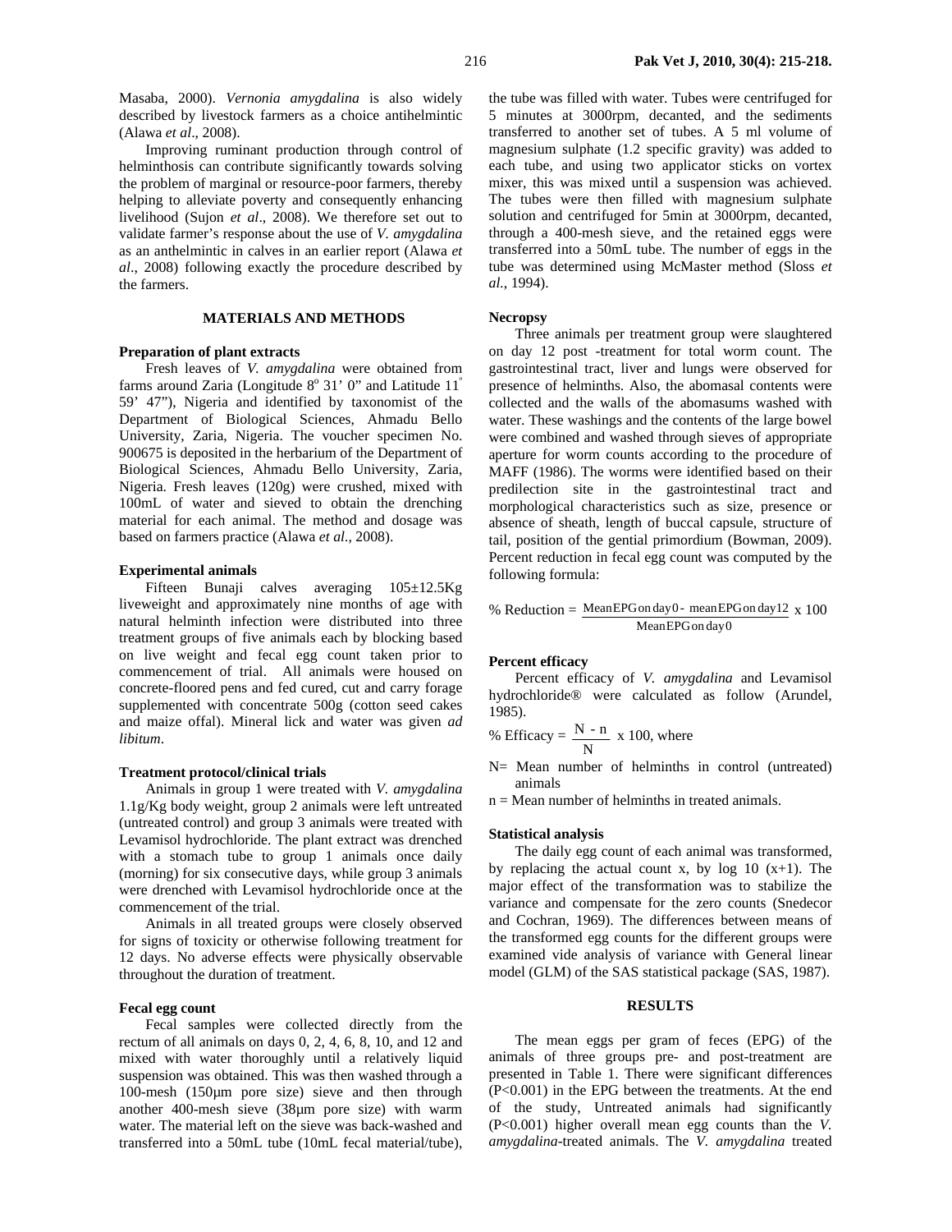Masaba, 2000). *Vernonia amygdalina* is also widely described by livestock farmers as a choice antihelmintic (Alawa *et al*., 2008).

Improving ruminant production through control of helminthosis can contribute significantly towards solving the problem of marginal or resource-poor farmers, thereby helping to alleviate poverty and consequently enhancing livelihood (Sujon *et al*., 2008). We therefore set out to validate farmer's response about the use of *V. amygdalina* as an anthelmintic in calves in an earlier report (Alawa *et al*., 2008) following exactly the procedure described by the farmers.

## MATERIALS AND METHODS

### Preparation of plant extracts

Fresh leaves of *V. amygdalina* were obtained from farms around Zaria (Longitude 8º 31' 0" and Latitude 11º 59' 47"), Nigeria and identified by taxonomist of the Department of Biological Sciences, Ahmadu Bello University, Zaria, Nigeria. The voucher specimen No. 900675 is deposited in the herbarium of the Department of Biological Sciences, Ahmadu Bello University, Zaria, Nigeria. Fresh leaves (120g) were crushed, mixed with 100mL of water and sieved to obtain the drenching material for each animal. The method and dosage was based on farmers practice (Alawa *et al.*, 2008).

### Experimental animals

Fifteen Bunaji calves averaging 105±12.5Kg liveweight and approximately nine months of age with natural helminth infection were distributed into three treatment groups of five animals each by blocking based on live weight and fecal egg count taken prior to commencement of trial. All animals were housed on concrete-floored pens and fed cured, cut and carry forage supplemented with concentrate 500g (cotton seed cakes and maize offal). Mineral lick and water was given *ad libitum*.

### Treatment protocol/clinical trials

Animals in group 1 were treated with *V. amygdalina* 1.1g/Kg body weight, group 2 animals were left untreated (untreated control) and group 3 animals were treated with Levamisol hydrochloride. The plant extract was drenched with a stomach tube to group 1 animals once daily (morning) for six consecutive days, while group 3 animals were drenched with Levamisol hydrochloride once at the commencement of the trial.

Animals in all treated groups were closely observed for signs of toxicity or otherwise following treatment for 12 days. No adverse effects were physically observable throughout the duration of treatment.

### Fecal egg count

Fecal samples were collected directly from the rectum of all animals on days 0, 2, 4, 6, 8, 10, and 12 and mixed with water thoroughly until a relatively liquid suspension was obtained. This was then washed through a 100-mesh (150µm pore size) sieve and then through another 400-mesh sieve (38µm pore size) with warm water. The material left on the sieve was back-washed and transferred into a 50mL tube (10mL fecal material/tube), the tube was filled with water. Tubes were centrifuged for 5 minutes at 3000rpm, decanted, and the sediments transferred to another set of tubes. A 5 ml volume of magnesium sulphate (1.2 specific gravity) was added to each tube, and using two applicator sticks on vortex mixer, this was mixed until a suspension was achieved. The tubes were then filled with magnesium sulphate solution and centrifuged for 5min at 3000rpm, decanted, through a 400-mesh sieve, and the retained eggs were transferred into a 50mL tube. The number of eggs in the tube was determined using McMaster method (Sloss *et al.*, 1994).

### Necropsy

Three animals per treatment group were slaughtered on day 12 post -treatment for total worm count. The gastrointestinal tract, liver and lungs were observed for presence of helminths. Also, the abomasal contents were collected and the walls of the abomasums washed with water. These washings and the contents of the large bowel were combined and washed through sieves of appropriate aperture for worm counts according to the procedure of MAFF (1986). The worms were identified based on their predilection site in the gastrointestinal tract and morphological characteristics such as size, presence or absence of sheath, length of buccal capsule, structure of tail, position of the gential primordium (Bowman, 2009). Percent reduction in fecal egg count was computed by the following formula:

$$\text{\% Reduction} = \frac{\text{Mean EPG on day 0 - mean EPG on day 12}}{\text{Mean EPG on day 0}} \times 100$$

### Percent efficacy

Percent efficacy of *V. amygdalina* and Levamisol hydrochloride® were calculated as follow (Arundel, 1985).

$$\text{\% Efficacy} = \frac{N - n}{N} \times 100, \text{ where}$$

N= Mean number of helminths in control (untreated) animals

n = Mean number of helminths in treated animals.

### Statistical analysis

The daily egg count of each animal was transformed, by replacing the actual count x, by log 10 (x+1). The major effect of the transformation was to stabilize the variance and compensate for the zero counts (Snedecor and Cochran, 1969). The differences between means of the transformed egg counts for the different groups were examined vide analysis of variance with General linear model (GLM) of the SAS statistical package (SAS, 1987).

## RESULTS

The mean eggs per gram of feces (EPG) of the animals of three groups pre- and post-treatment are presented in Table 1. There were significant differences ($P<0.001$) in the EPG between the treatments. At the end of the study, Untreated animals had significantly ($P<0.001$) higher overall mean egg counts than the *V. amygdalina*-treated animals. The *V. amygdalina* treated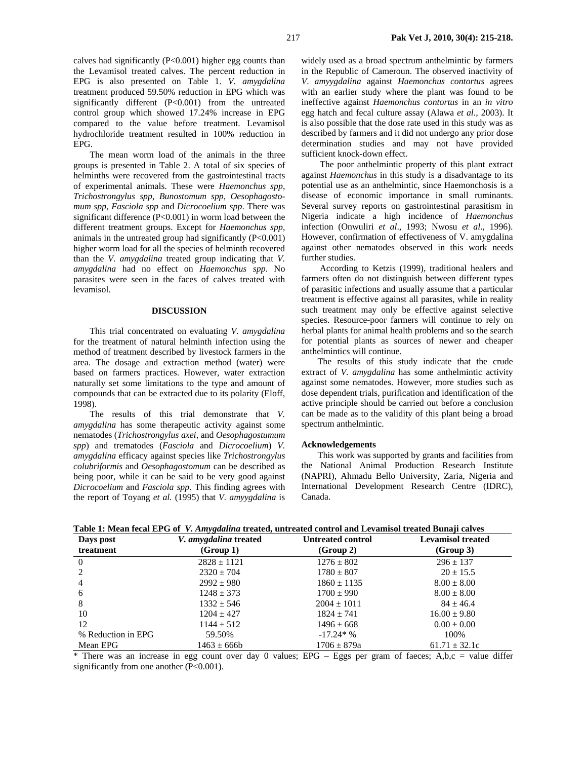calves had significantly (P<0.001) higher egg counts than the Levamisol treated calves. The percent reduction in EPG is also presented on Table 1. *V. amygdalina* treatment produced 59.50% reduction in EPG which was significantly different (P<0.001) from the untreated control group which showed 17.24% increase in EPG compared to the value before treatment. Levamisol hydrochloride treatment resulted in 100% reduction in EPG.

The mean worm load of the animals in the three groups is presented in Table 2. A total of six species of helminths were recovered from the gastrointestinal tracts of experimental animals. These were *Haemonchus spp*, *Trichostrongylus spp*, *Bunostomum spp*, *Oesophagostomum spp*, *Fasciola spp* and *Dicrocoelium spp*. There was significant difference (P<0.001) in worm load between the different treatment groups. Except for *Haemonchus spp*, animals in the untreated group had significantly (P<0.001) higher worm load for all the species of helminth recovered than the *V. amygdalina* treated group indicating that *V. amygdalina* had no effect on *Haemonchus spp*. No parasites were seen in the faces of calves treated with levamisol.

## DISCUSSION

This trial concentrated on evaluating *V. amygdalina* for the treatment of natural helminth infection using the method of treatment described by livestock farmers in the area. The dosage and extraction method (water) were based on farmers practices. However, water extraction naturally set some limitations to the type and amount of compounds that can be extracted due to its polarity (Eloff, 1998).

The results of this trial demonstrate that *V. amygdalina* has some therapeutic activity against some nematodes (*Trichostrongylus axei*, and *Oesophagostumum spp*) and trematodes (*Fasciola* and *Dicrocoelium*) *V. amygdalina* efficacy against species like *Trichostrongylus colubriformis* and *Oesophagostomum* can be described as being poor, while it can be said to be very good against *Dicrocoelium* and *Fasciola spp*. This finding agrees with the report of Toyang *et al.* (1995) that *V. amyygdalina* is widely used as a broad spectrum anthelmintic by farmers in the Republic of Cameroun. The observed inactivity of *V. amyygdalina* against *Haemonchus contortus* agrees with an earlier study where the plant was found to be ineffective against *Haemonchus contortus* in an *in vitro* egg hatch and fecal culture assay (Alawa *et al*., 2003). It is also possible that the dose rate used in this study was as described by farmers and it did not undergo any prior dose determination studies and may not have provided sufficient knock-down effect.

The poor anthelmintic property of this plant extract against *Haemonchus* in this study is a disadvantage to its potential use as an anthelmintic, since Haemonchosis is a disease of economic importance in small ruminants. Several survey reports on gastrointestinal parasitism in Nigeria indicate a high incidence of *Haemonchus* infection (Onwuliri *et al*., 1993; Nwosu *et al*., 1996). However, confirmation of effectiveness of V. amygdalina against other nematodes observed in this work needs further studies.

According to Ketzis (1999), traditional healers and farmers often do not distinguish between different types of parasitic infections and usually assume that a particular treatment is effective against all parasites, while in reality such treatment may only be effective against selective species. Resource-poor farmers will continue to rely on herbal plants for animal health problems and so the search for potential plants as sources of newer and cheaper anthelmintics will continue.

The results of this study indicate that the crude extract of *V. amygdalina* has some anthelmintic activity against some nematodes. However, more studies such as dose dependent trials, purification and identification of the active principle should be carried out before a conclusion can be made as to the validity of this plant being a broad spectrum anthelmintic.

### Acknowledgements

This work was supported by grants and facilities from the National Animal Production Research Institute (NAPRI), Ahmadu Bello University, Zaria, Nigeria and International Development Research Centre (IDRC), Canada.

**Table 1: Mean fecal EPG of *V. Amygdalina* treated, untreated control and Levamisol treated Bunaji calves**

| Days post treatment | *V. amygdalina* treated (Group 1) | Untreated control (Group 2) | Levamisol treated (Group 3) |
|---|---|---|---|
| 0 | 2828 ± 1121 | 1276 ± 802 | 296 ± 137 |
| 2 | 2320 ± 704 | 1780 ± 807 | 20 ± 15.5 |
| 4 | 2992 ± 980 | 1860 ± 1135 | 8.00 ± 8.00 |
| 6 | 1248 ± 373 | 1700 ± 990 | 8.00 ± 8.00 |
| 8 | 1332 ± 546 | 2004 ± 1011 | 84 ± 46.4 |
| 10 | 1204 ± 427 | 1824 ± 741 | 16.00 ± 9.80 |
| 12 | 1144 ± 512 | 1496 ± 668 | 0.00 ± 0.00 |
| % Reduction in EPG | 59.50% | -17.24* % | 100% |
| Mean EPG | 1463 ± 666b | 1706 ± 879a | 61.71 ± 32.1c |

\* There was an increase in egg count over day 0 values; EPG – Eggs per gram of faeces; A,b,c = value differ significantly from one another (P<0.001).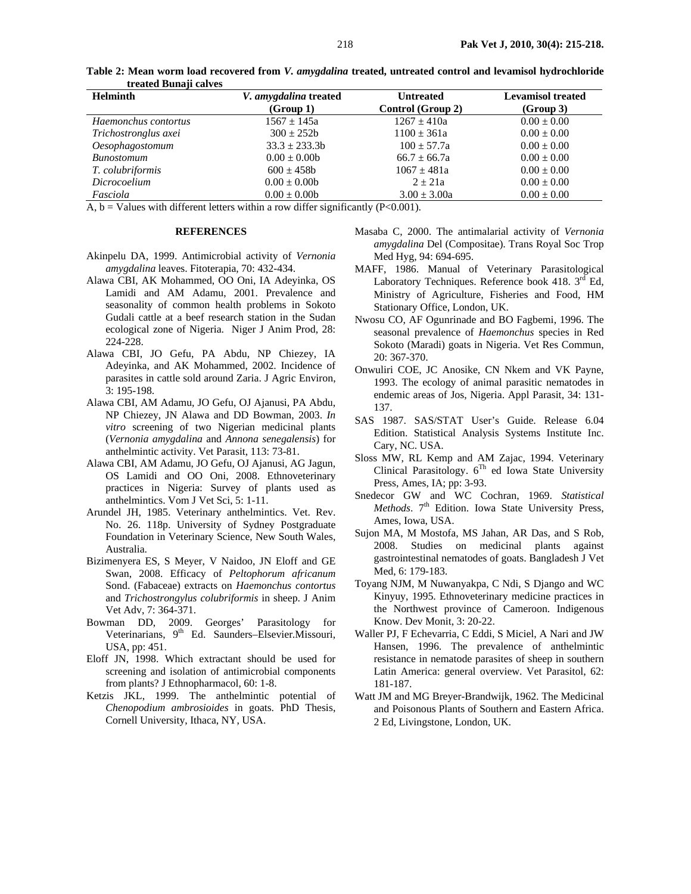**Table 2: Mean worm load recovered from *V. amygdalina* treated, untreated control and levamisol hydrochloride treated Bunaji calves**

| Helminth | *V. amygdalina* treated (Group 1) | Untreated Control (Group 2) | Levamisol treated (Group 3) |
|---|---|---|---|
| *Haemonchus contortus* | 1567 ± 145a | 1267 ± 410a | 0.00 ± 0.00 |
| *Trichostronglus axei* | 300 ± 252b | 1100 ± 361a | 0.00 ± 0.00 |
| *Oesophagostomum* | 33.3 ± 233.3b | 100 ± 57.7a | 0.00 ± 0.00 |
| *Bunostomum* | 0.00 ± 0.00b | 66.7 ± 66.7a | 0.00 ± 0.00 |
| *T. colubriformis* | 600 ± 458b | 1067 ± 481a | 0.00 ± 0.00 |
| *Dicrocoelium* | 0.00 ± 0.00b | 2 ± 21a | 0.00 ± 0.00 |
| *Fasciola* | 0.00 ± 0.00b | 3.00 ± 3.00a | 0.00 ± 0.00 |

A, b = Values with different letters within a row differ significantly (P<0.001).

## REFERENCES

Akinpelu DA, 1999. Antimicrobial activity of *Vernonia amygdalina* leaves. Fitoterapia, 70: 432-434.

Alawa CBI, AK Mohammed, OO Oni, IA Adeyinka, OS Lamidi and AM Adamu, 2001. Prevalence and seasonality of common health problems in Sokoto Gudali cattle at a beef research station in the Sudan ecological zone of Nigeria. Niger J Anim Prod, 28: 224-228.

Alawa CBI, JO Gefu, PA Abdu, NP Chiezey, IA Adeyinka, and AK Mohammed, 2002. Incidence of parasites in cattle sold around Zaria. J Agric Environ, 3: 195-198.

Alawa CBI, AM Adamu, JO Gefu, OJ Ajanusi, PA Abdu, NP Chiezey, JN Alawa and DD Bowman, 2003. *In vitro* screening of two Nigerian medicinal plants (*Vernonia amygdalina* and *Annona senegalensis*) for anthelmintic activity. Vet Parasit, 113: 73-81.

Alawa CBI, AM Adamu, JO Gefu, OJ Ajanusi, AG Jagun, OS Lamidi and OO Oni, 2008. Ethnoveterinary practices in Nigeria: Survey of plants used as anthelmintics. Vom J Vet Sci, 5: 1-11.

Arundel JH, 1985. Veterinary anthelmintics. Vet. Rev. No. 26. 118p. University of Sydney Postgraduate Foundation in Veterinary Science, New South Wales, Australia.

Bizimenyera ES, S Meyer, V Naidoo, JN Eloff and GE Swan, 2008. Efficacy of *Peltophorum africanum* Sond. (Fabaceae) extracts on *Haemonchus contortus* and *Trichostrongylus colubriformis* in sheep. J Anim Vet Adv, 7: 364-371.

Bowman DD, 2009. Georges' Parasitology for Veterinarians, 9th Ed. Saunders–Elsevier.Missouri, USA, pp: 451.

Eloff JN, 1998. Which extractant should be used for screening and isolation of antimicrobial components from plants? J Ethnopharmacol, 60: 1-8.

Ketzis JKL, 1999. The anthelmintic potential of *Chenopodium ambrosioides* in goats. PhD Thesis, Cornell University, Ithaca, NY, USA.

Masaba C, 2000. The antimalarial activity of *Vernonia amygdalina* Del (Compositae). Trans Royal Soc Trop Med Hyg, 94: 694-695.

MAFF, 1986. Manual of Veterinary Parasitological Laboratory Techniques. Reference book 418. 3rd Ed, Ministry of Agriculture, Fisheries and Food, HM Stationary Office, London, UK.

Nwosu CO, AF Ogunrinade and BO Fagbemi, 1996. The seasonal prevalence of *Haemonchus* species in Red Sokoto (Maradi) goats in Nigeria. Vet Res Commun, 20: 367-370.

Onwuliri COE, JC Anosike, CN Nkem and VK Payne, 1993. The ecology of animal parasitic nematodes in endemic areas of Jos, Nigeria. Appl Parasit, 34: 131-137.

SAS 1987. SAS/STAT User's Guide. Release 6.04 Edition. Statistical Analysis Systems Institute Inc. Cary, NC. USA.

Sloss MW, RL Kemp and AM Zajac, 1994. Veterinary Clinical Parasitology. 6Th ed Iowa State University Press, Ames, IA; pp: 3-93.

Snedecor GW and WC Cochran, 1969. *Statistical Methods*. 7th Edition. Iowa State University Press, Ames, Iowa, USA.

Sujon MA, M Mostofa, MS Jahan, AR Das, and S Rob, 2008. Studies on medicinal plants against gastrointestinal nematodes of goats. Bangladesh J Vet Med, 6: 179-183.

Toyang NJM, M Nuwanyakpa, C Ndi, S Django and WC Kinyuy, 1995. Ethnoveterinary medicine practices in the Northwest province of Cameroon. Indigenous Know. Dev Monit, 3: 20-22.

Waller PJ, F Echevarria, C Eddi, S Miciel, A Nari and JW Hansen, 1996. The prevalence of anthelmintic resistance in nematode parasites of sheep in southern Latin America: general overview. Vet Parasitol, 62: 181-187.

Watt JM and MG Breyer-Brandwijk, 1962. The Medicinal and Poisonous Plants of Southern and Eastern Africa. 2 Ed, Livingstone, London, UK.